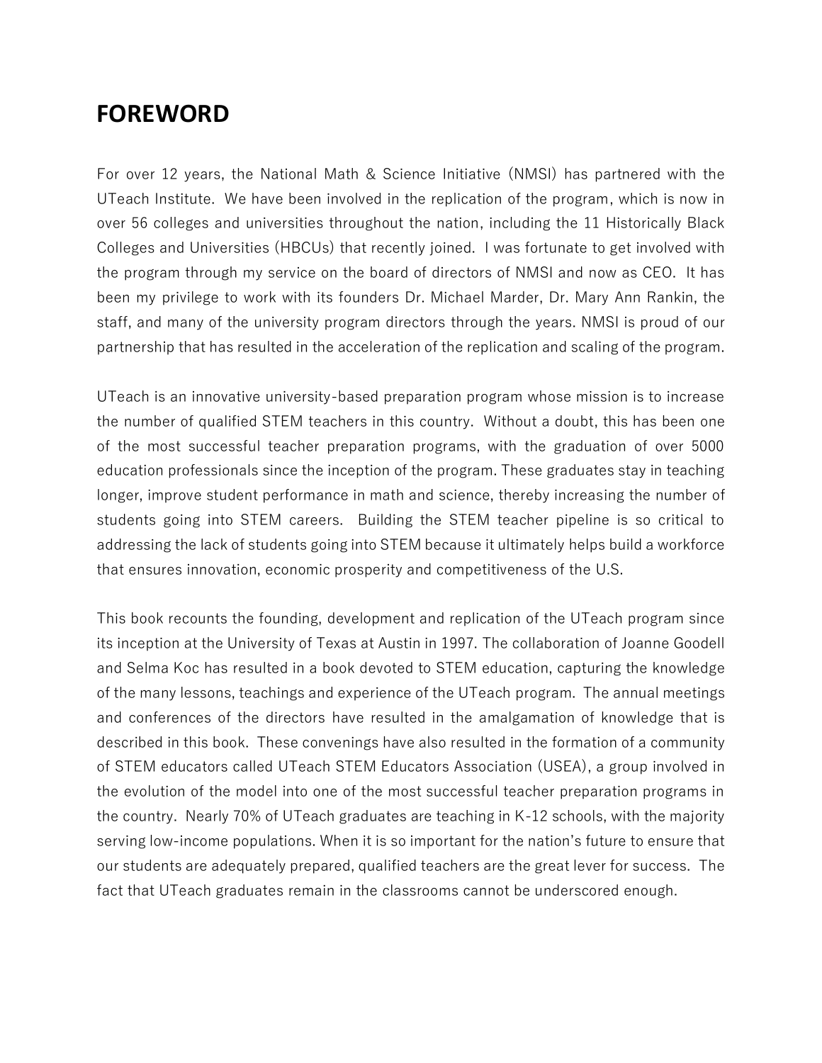# FOREWORD

For over 12 years, the National Math & Science Initiative (NMSI) has partnered with the UTeach Institute. We have been involved in the replication of the program, which is now in over 56 colleges and universities throughout the nation, including the 11 Historically Black Colleges and Universities (HBCUs) that recently joined. I was fortunate to get involved with the program through my service on the board of directors of NMSI and now as CEO. It has been my privilege to work with its founders Dr. Michael Marder, Dr. Mary Ann Rankin, the staff, and many of the university program directors through the years. NMSI is proud of our partnership that has resulted in the acceleration of the replication and scaling of the program.

UTeach is an innovative university-based preparation program whose mission is to increase the number of qualified STEM teachers in this country. Without a doubt, this has been one of the most successful teacher preparation programs, with the graduation of over 5000 education professionals since the inception of the program. These graduates stay in teaching longer, improve student performance in math and science, thereby increasing the number of students going into STEM careers. Building the STEM teacher pipeline is so critical to addressing the lack of students going into STEM because it ultimately helps build a workforce that ensures innovation, economic prosperity and competitiveness of the U.S.

This book recounts the founding, development and replication of the UTeach program since its inception at the University of Texas at Austin in 1997. The collaboration of Joanne Goodell and Selma Koc has resulted in a book devoted to STEM education, capturing the knowledge of the many lessons, teachings and experience of the UTeach program. The annual meetings and conferences of the directors have resulted in the amalgamation of knowledge that is described in this book. These convenings have also resulted in the formation of a community of STEM educators called UTeach STEM Educators Association (USEA), a group involved in the evolution of the model into one of the most successful teacher preparation programs in the country. Nearly 70% of UTeach graduates are teaching in K-12 schools, with the majority serving low-income populations. When it is so important for the nation's future to ensure that our students are adequately prepared, qualified teachers are the great lever for success. The fact that UTeach graduates remain in the classrooms cannot be underscored enough.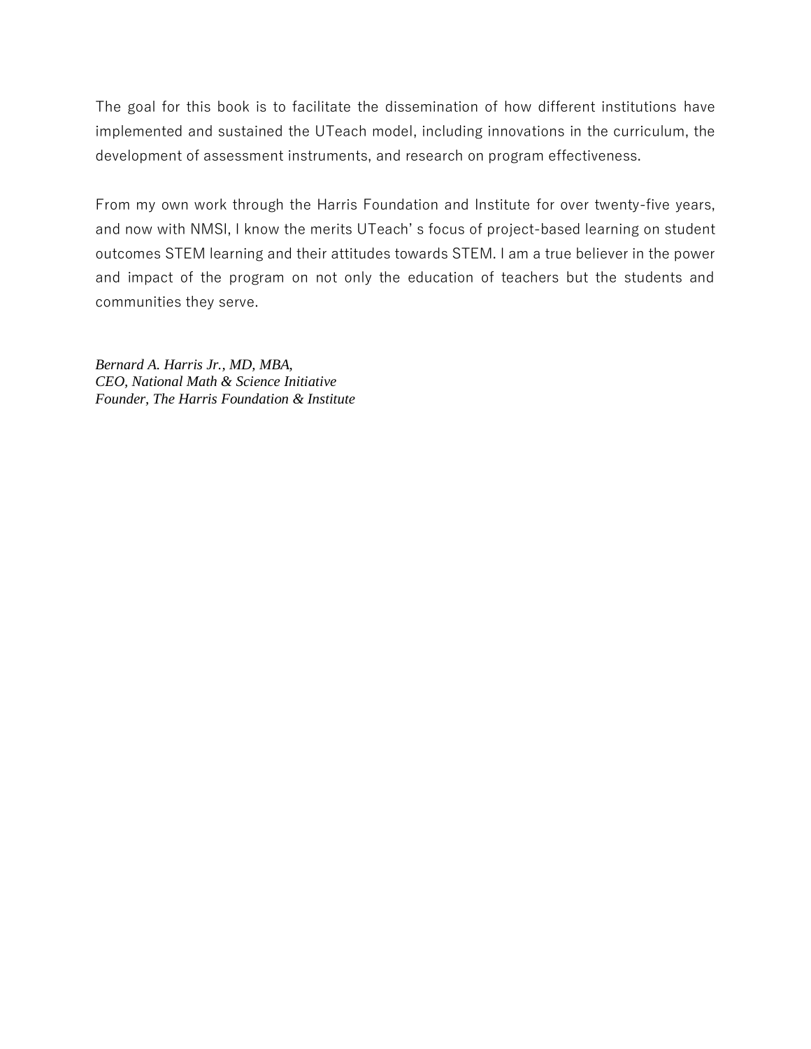The goal for this book is to facilitate the dissemination of how different institutions have implemented and sustained the UTeach model, including innovations in the curriculum, the development of assessment instruments, and research on program effectiveness.

From my own work through the Harris Foundation and Institute for over twenty-five years, and now with NMSI, I know the merits UTeach' s focus of project-based learning on student outcomes STEM learning and their attitudes towards STEM. I am a true believer in the power and impact of the program on not only the education of teachers but the students and communities they serve.

*Bernard A. Harris Jr., MD, MBA,*  
*CEO, National Math & Science Initiative*  
*Founder, The Harris Foundation & Institute*